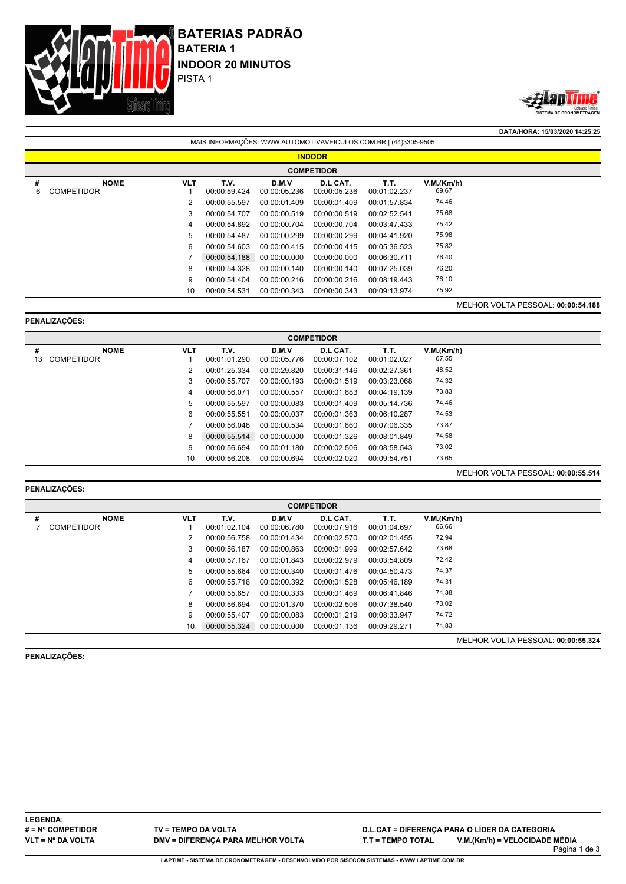# BATERIAS PADRÃO

## BATERIA 1

## INDOOR 20 MINUTOS

PISTA 1

**DATA/HORA: 15/03/2020 14:25:25**

MAIS INFORMAÇÕES: WWW.AUTOMOTIVAVEICULOS.COM.BR | (44)3305-9505

**INDOOR**

**COMPETIDOR**

| # | NOME | VLT | T.V. | D.M.V | D.L CAT. | T.T. | V.M.(Km/h) |
|---|---|---|---|---|---|---|---|
| 6 | COMPETIDOR | 1 | 00:00:59.424 | 00:00:05.236 | 00:00:05.236 | 00:01:02.237 | 69,67 |
| | | 2 | 00:00:55.597 | 00:00:01.409 | 00:00:01.409 | 00:01:57.834 | 74,46 |
| | | 3 | 00:00:54.707 | 00:00:00.519 | 00:00:00.519 | 00:02:52.541 | 75,68 |
| | | 4 | 00:00:54.892 | 00:00:00.704 | 00:00:00.704 | 00:03:47.433 | 75,42 |
| | | 5 | 00:00:54.487 | 00:00:00.299 | 00:00:00.299 | 00:04:41.920 | 75,98 |
| | | 6 | 00:00:54.603 | 00:00:00.415 | 00:00:00.415 | 00:05:36.523 | 75,82 |
| | | 7 | 00:00:54.188 | 00:00:00.000 | 00:00:00.000 | 00:06:30.711 | 76,40 |
| | | 8 | 00:00:54.328 | 00:00:00.140 | 00:00:00.140 | 00:07:25.039 | 76,20 |
| | | 9 | 00:00:54.404 | 00:00:00.216 | 00:00:00.216 | 00:08:19.443 | 76,10 |
| | | 10 | 00:00:54.531 | 00:00:00.343 | 00:00:00.343 | 00:09:13.974 | 75,92 |

MELHOR VOLTA PESSOAL: **00:00:54.188**

**PENALIZAÇÕES:**

**COMPETIDOR**

| # | NOME | VLT | T.V. | D.M.V | D.L CAT. | T.T. | V.M.(Km/h) |
|---|---|---|---|---|---|---|---|
| 13 | COMPETIDOR | 1 | 00:01:01.290 | 00:00:05.776 | 00:00:07.102 | 00:01:02.027 | 67,55 |
| | | 2 | 00:01:25.334 | 00:00:29.820 | 00:00:31.146 | 00:02:27.361 | 48,52 |
| | | 3 | 00:00:55.707 | 00:00:00.193 | 00:00:01.519 | 00:03:23.068 | 74,32 |
| | | 4 | 00:00:56.071 | 00:00:00.557 | 00:00:01.883 | 00:04:19.139 | 73,83 |
| | | 5 | 00:00:55.597 | 00:00:00.083 | 00:00:01.409 | 00:05:14.736 | 74,46 |
| | | 6 | 00:00:55.551 | 00:00:00.037 | 00:00:01.363 | 00:06:10.287 | 74,53 |
| | | 7 | 00:00:56.048 | 00:00:00.534 | 00:00:01.860 | 00:07:06.335 | 73,87 |
| | | 8 | 00:00:55.514 | 00:00:00.000 | 00:00:01.326 | 00:08:01.849 | 74,58 |
| | | 9 | 00:00:56.694 | 00:00:01.180 | 00:00:02.506 | 00:08:58.543 | 73,02 |
| | | 10 | 00:00:56.208 | 00:00:00.694 | 00:00:02.020 | 00:09:54.751 | 73,65 |

MELHOR VOLTA PESSOAL: **00:00:55.514**

**PENALIZAÇÕES:**

**COMPETIDOR**

| # | NOME | VLT | T.V. | D.M.V | D.L CAT. | T.T. | V.M.(Km/h) |
|---|---|---|---|---|---|---|---|
| 7 | COMPETIDOR | 1 | 00:01:02.104 | 00:00:06.780 | 00:00:07.916 | 00:01:04.697 | 66,66 |
| | | 2 | 00:00:56.758 | 00:00:01.434 | 00:00:02.570 | 00:02:01.455 | 72,94 |
| | | 3 | 00:00:56.187 | 00:00:00.863 | 00:00:01.999 | 00:02:57.642 | 73,68 |
| | | 4 | 00:00:57.167 | 00:00:01.843 | 00:00:02.979 | 00:03:54.809 | 72,42 |
| | | 5 | 00:00:55.664 | 00:00:00.340 | 00:00:01.476 | 00:04:50.473 | 74,37 |
| | | 6 | 00:00:55.716 | 00:00:00.392 | 00:00:01.528 | 00:05:46.189 | 74,31 |
| | | 7 | 00:00:55.657 | 00:00:00.333 | 00:00:01.469 | 00:06:41.846 | 74,38 |
| | | 8 | 00:00:56.694 | 00:00:01.370 | 00:00:02.506 | 00:07:38.540 | 73,02 |
| | | 9 | 00:00:55.407 | 00:00:00.083 | 00:00:01.219 | 00:08:33.947 | 74,72 |
| | | 10 | 00:00:55.324 | 00:00:00.000 | 00:00:01.136 | 00:09:29.271 | 74,83 |

MELHOR VOLTA PESSOAL: **00:00:55.324**

**PENALIZAÇÕES:**

**LEGENDA:**

**# = Nº COMPETIDOR** | **TV = TEMPO DA VOLTA** | **D.L.CAT = DIFERENÇA PARA O LÍDER DA CATEGORIA**

**VLT = Nº DA VOLTA** | **DMV = DIFERENÇA PARA MELHOR VOLTA** | **T.T = TEMPO TOTAL** | **V.M.(Km/h) = VELOCIDADE MÉDIA**

**LAPTIME - SISTEMA DE CRONOMETRAGEM - DESENVOLVIDO POR SISECOM SISTEMAS - WWW.LAPTIME.COM.BR**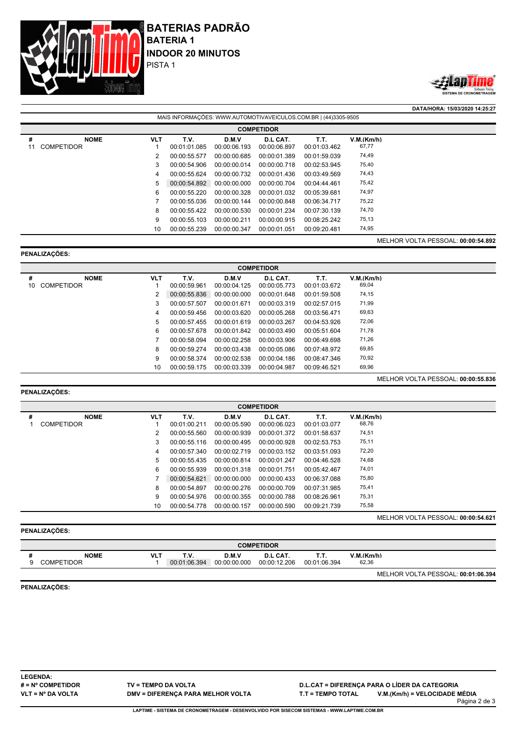# BATERIAS PADRÃO

## BATERIA 1

## INDOOR 20 MINUTOS

PISTA 1

**DATA/HORA: 15/03/2020 14:25:27**

MAIS INFORMAÇÕES: WWW.AUTOMOTIVAVEICULOS.COM.BR | (44)3305-9505

**COMPETIDOR**

| # | NOME | VLT | T.V. | D.M.V | D.L CAT. | T.T. | V.M.(Km/h) |
|---|---|---|---|---|---|---|---|
| 11 | COMPETIDOR | 1 | 00:01:01.085 | 00:00:06.193 | 00:00:06.897 | 00:01:03.462 | 67,77 |
| | | 2 | 00:00:55.577 | 00:00:00.685 | 00:00:01.389 | 00:01:59.039 | 74,49 |
| | | 3 | 00:00:54.906 | 00:00:00.014 | 00:00:00.718 | 00:02:53.945 | 75,40 |
| | | 4 | 00:00:55.624 | 00:00:00.732 | 00:00:01.436 | 00:03:49.569 | 74,43 |
| | | 5 | 00:00:54.892 | 00:00:00.000 | 00:00:00.704 | 00:04:44.461 | 75,42 |
| | | 6 | 00:00:55.220 | 00:00:00.328 | 00:00:01.032 | 00:05:39.681 | 74,97 |
| | | 7 | 00:00:55.036 | 00:00:00.144 | 00:00:00.848 | 00:06:34.717 | 75,22 |
| | | 8 | 00:00:55.422 | 00:00:00.530 | 00:00:01.234 | 00:07:30.139 | 74,70 |
| | | 9 | 00:00:55.103 | 00:00:00.211 | 00:00:00.915 | 00:08:25.242 | 75,13 |
| | | 10 | 00:00:55.239 | 00:00:00.347 | 00:00:01.051 | 00:09:20.481 | 74,95 |

MELHOR VOLTA PESSOAL: **00:00:54.892**

**PENALIZAÇÕES:**

**COMPETIDOR**

| # | NOME | VLT | T.V. | D.M.V | D.L CAT. | T.T. | V.M.(Km/h) |
|---|---|---|---|---|---|---|---|
| 10 | COMPETIDOR | 1 | 00:00:59.961 | 00:00:04.125 | 00:00:05.773 | 00:01:03.672 | 69,04 |
| | | 2 | 00:00:55.836 | 00:00:00.000 | 00:00:01.648 | 00:01:59.508 | 74,15 |
| | | 3 | 00:00:57.507 | 00:00:01.671 | 00:00:03.319 | 00:02:57.015 | 71,99 |
| | | 4 | 00:00:59.456 | 00:00:03.620 | 00:00:05.268 | 00:03:56.471 | 69,63 |
| | | 5 | 00:00:57.455 | 00:00:01.619 | 00:00:03.267 | 00:04:53.926 | 72,06 |
| | | 6 | 00:00:57.678 | 00:00:01.842 | 00:00:03.490 | 00:05:51.604 | 71,78 |
| | | 7 | 00:00:58.094 | 00:00:02.258 | 00:00:03.906 | 00:06:49.698 | 71,26 |
| | | 8 | 00:00:59.274 | 00:00:03.438 | 00:00:05.086 | 00:07:48.972 | 69,85 |
| | | 9 | 00:00:58.374 | 00:00:02.538 | 00:00:04.186 | 00:08:47.346 | 70,92 |
| | | 10 | 00:00:59.175 | 00:00:03.339 | 00:00:04.987 | 00:09:46.521 | 69,96 |

MELHOR VOLTA PESSOAL: **00:00:55.836**

**PENALIZAÇÕES:**

**COMPETIDOR**

| # | NOME | VLT | T.V. | D.M.V | D.L CAT. | T.T. | V.M.(Km/h) |
|---|---|---|---|---|---|---|---|
| 1 | COMPETIDOR | 1 | 00:01:00.211 | 00:00:05.590 | 00:00:06.023 | 00:01:03.077 | 68,76 |
| | | 2 | 00:00:55.560 | 00:00:00.939 | 00:00:01.372 | 00:01:58.637 | 74,51 |
| | | 3 | 00:00:55.116 | 00:00:00.495 | 00:00:00.928 | 00:02:53.753 | 75,11 |
| | | 4 | 00:00:57.340 | 00:00:02.719 | 00:00:03.152 | 00:03:51.093 | 72,20 |
| | | 5 | 00:00:55.435 | 00:00:00.814 | 00:00:01.247 | 00:04:46.528 | 74,68 |
| | | 6 | 00:00:55.939 | 00:00:01.318 | 00:00:01.751 | 00:05:42.467 | 74,01 |
| | | 7 | 00:00:54.621 | 00:00:00.000 | 00:00:00.433 | 00:06:37.088 | 75,80 |
| | | 8 | 00:00:54.897 | 00:00:00.276 | 00:00:00.709 | 00:07:31.985 | 75,41 |
| | | 9 | 00:00:54.976 | 00:00:00.355 | 00:00:00.788 | 00:08:26.961 | 75,31 |
| | | 10 | 00:00:54.778 | 00:00:00.157 | 00:00:00.590 | 00:09:21.739 | 75,58 |

MELHOR VOLTA PESSOAL: **00:00:54.621**

**PENALIZAÇÕES:**

**COMPETIDOR**

| # | NOME | VLT | T.V. | D.M.V | D.L CAT. | T.T. | V.M.(Km/h) |
|---|---|---|---|---|---|---|---|
| 9 | COMPETIDOR | 1 | 00:01:06.394 | 00:00:00.000 | 00:00:12.206 | 00:01:06.394 | 62,36 |

MELHOR VOLTA PESSOAL: **00:01:06.394**

**PENALIZAÇÕES:**

**LEGENDA:**

**# = Nº COMPETIDOR** | **TV = TEMPO DA VOLTA** | **D.L.CAT = DIFERENÇA PARA O LÍDER DA CATEGORIA**

**VLT = Nº DA VOLTA** | **DMV = DIFERENÇA PARA MELHOR VOLTA** | **T.T = TEMPO TOTAL** | **V.M.(Km/h) = VELOCIDADE MÉDIA**

**LAPTIME - SISTEMA DE CRONOMETRAGEM - DESENVOLVIDO POR SISECOM SISTEMAS - WWW.LAPTIME.COM.BR**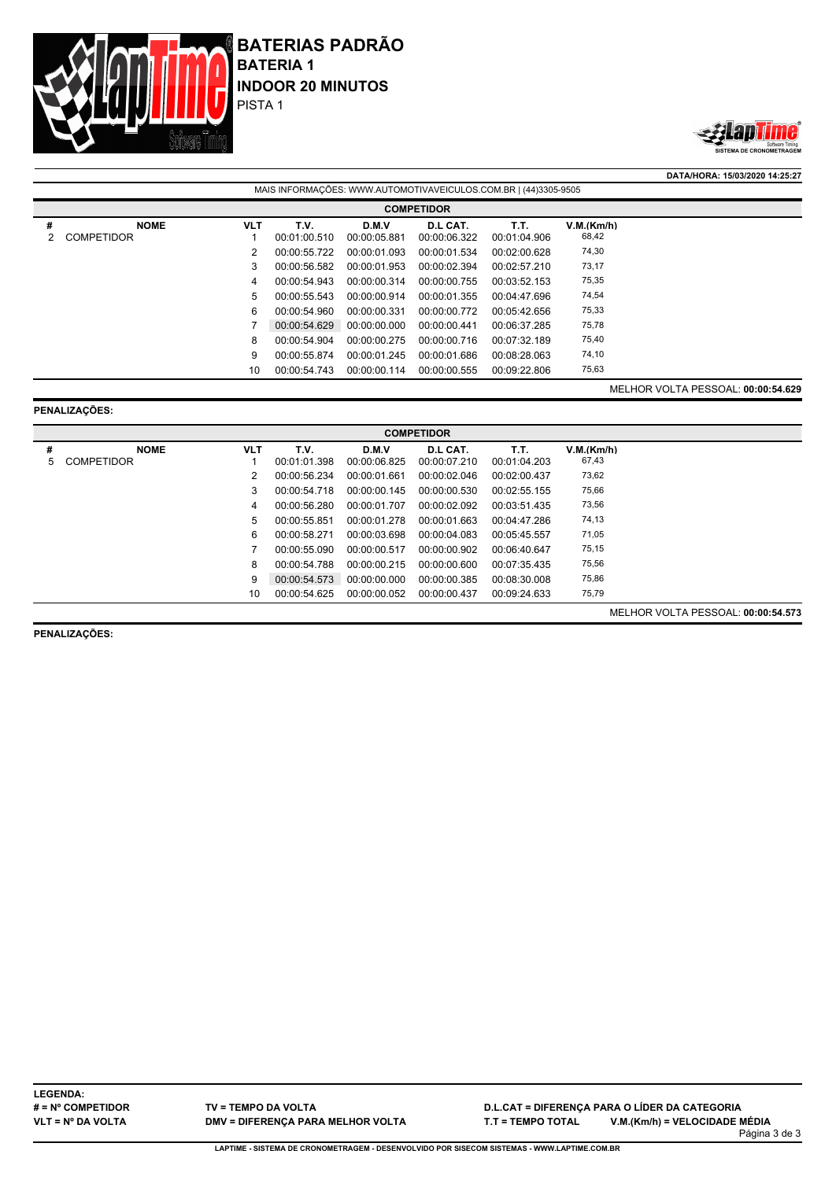# BATERIAS PADRÃO
## BATERIA 1
## INDOOR 20 MINUTOS
PISTA 1

**DATA/HORA: 15/03/2020 14:25:27**

MAIS INFORMAÇÕES: WWW.AUTOMOTIVAVEICULOS.COM.BR | (44)3305-9505

**COMPETIDOR**

| # | NOME | VLT | T.V. | D.M.V | D.L CAT. | T.T. | V.M.(Km/h) |
|---|---|---|---|---|---|---|---|
| 2 | COMPETIDOR | 1 | 00:01:00.510 | 00:00:05.881 | 00:00:06.322 | 00:01:04.906 | 68,42 |
| | | 2 | 00:00:55.722 | 00:00:01.093 | 00:00:01.534 | 00:02:00.628 | 74,30 |
| | | 3 | 00:00:56.582 | 00:00:01.953 | 00:00:02.394 | 00:02:57.210 | 73,17 |
| | | 4 | 00:00:54.943 | 00:00:00.314 | 00:00:00.755 | 00:03:52.153 | 75,35 |
| | | 5 | 00:00:55.543 | 00:00:00.914 | 00:00:01.355 | 00:04:47.696 | 74,54 |
| | | 6 | 00:00:54.960 | 00:00:00.331 | 00:00:00.772 | 00:05:42.656 | 75,33 |
| | | 7 | 00:00:54.629 | 00:00:00.000 | 00:00:00.441 | 00:06:37.285 | 75,78 |
| | | 8 | 00:00:54.904 | 00:00:00.275 | 00:00:00.716 | 00:07:32.189 | 75,40 |
| | | 9 | 00:00:55.874 | 00:00:01.245 | 00:00:01.686 | 00:08:28.063 | 74,10 |
| | | 10 | 00:00:54.743 | 00:00:00.114 | 00:00:00.555 | 00:09:22.806 | 75,63 |

MELHOR VOLTA PESSOAL: **00:00:54.629**

**PENALIZAÇÕES:**

**COMPETIDOR**

| # | NOME | VLT | T.V. | D.M.V | D.L CAT. | T.T. | V.M.(Km/h) |
|---|---|---|---|---|---|---|---|
| 5 | COMPETIDOR | 1 | 00:01:01.398 | 00:00:06.825 | 00:00:07.210 | 00:01:04.203 | 67,43 |
| | | 2 | 00:00:56.234 | 00:00:01.661 | 00:00:02.046 | 00:02:00.437 | 73,62 |
| | | 3 | 00:00:54.718 | 00:00:00.145 | 00:00:00.530 | 00:02:55.155 | 75,66 |
| | | 4 | 00:00:56.280 | 00:00:01.707 | 00:00:02.092 | 00:03:51.435 | 73,56 |
| | | 5 | 00:00:55.851 | 00:00:01.278 | 00:00:01.663 | 00:04:47.286 | 74,13 |
| | | 6 | 00:00:58.271 | 00:00:03.698 | 00:00:04.083 | 00:05:45.557 | 71,05 |
| | | 7 | 00:00:55.090 | 00:00:00.517 | 00:00:00.902 | 00:06:40.647 | 75,15 |
| | | 8 | 00:00:54.788 | 00:00:00.215 | 00:00:00.600 | 00:07:35.435 | 75,56 |
| | | 9 | 00:00:54.573 | 00:00:00.000 | 00:00:00.385 | 00:08:30.008 | 75,86 |
| | | 10 | 00:00:54.625 | 00:00:00.052 | 00:00:00.437 | 00:09:24.633 | 75,79 |

MELHOR VOLTA PESSOAL: **00:00:54.573**

**PENALIZAÇÕES:**

**LEGENDA:**
**# = Nº COMPETIDOR** **TV = TEMPO DA VOLTA** **D.L.CAT = DIFERENÇA PARA O LÍDER DA CATEGORIA**
**VLT = Nº DA VOLTA** **DMV = DIFERENÇA PARA MELHOR VOLTA** **T.T = TEMPO TOTAL** **V.M.(Km/h) = VELOCIDADE MÉDIA**

**LAPTIME - SISTEMA DE CRONOMETRAGEM - DESENVOLVIDO POR SISECOM SISTEMAS - WWW.LAPTIME.COM.BR**